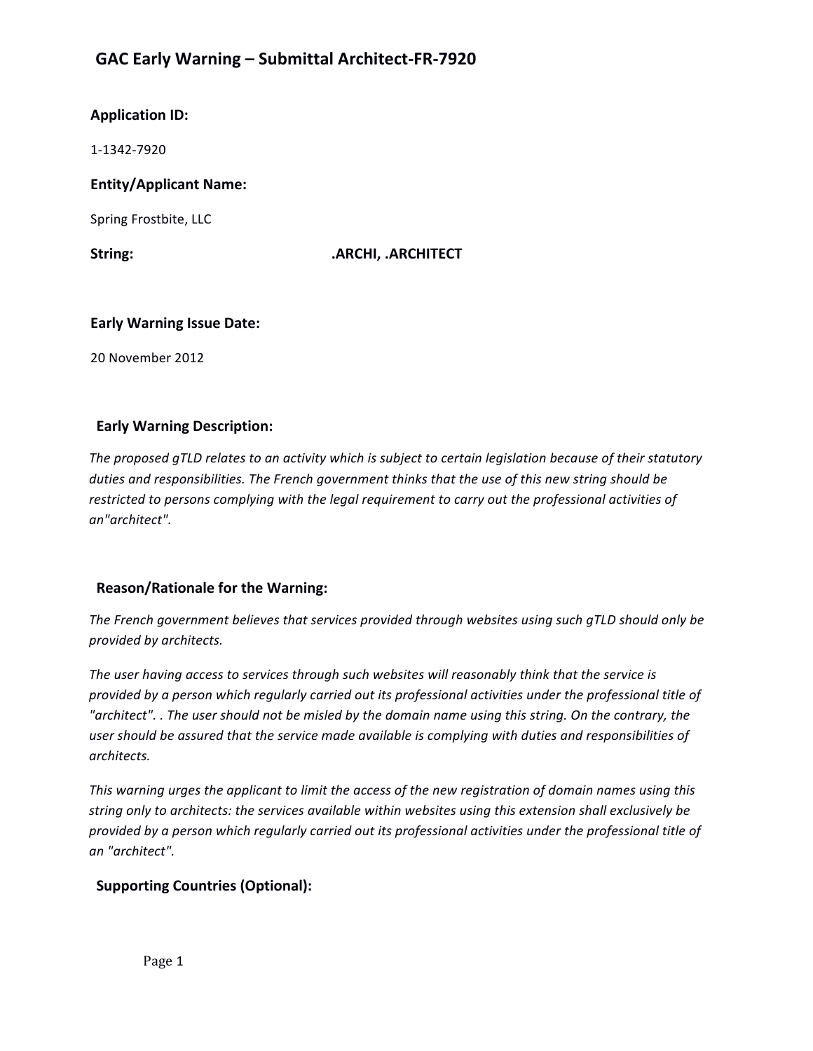# GAC Early Warning – Submittal Architect-FR-7920

**Application ID:**

1-1342-7920

**Entity/Applicant Name:**

Spring Frostbite, LLC

**String:** .ARCHI, .ARCHITECT

**Early Warning Issue Date:**

20 November 2012

## Early Warning Description:

*The proposed gTLD relates to an activity which is subject to certain legislation because of their statutory duties and responsibilities. The French government thinks that the use of this new string should be restricted to persons complying with the legal requirement to carry out the professional activities of an"architect".*

## Reason/Rationale for the Warning:

*The French government believes that services provided through websites using such gTLD should only be provided by architects.*

*The user having access to services through such websites will reasonably think that the service is provided by a person which regularly carried out its professional activities under the professional title of "architect". . The user should not be misled by the domain name using this string. On the contrary, the user should be assured that the service made available is complying with duties and responsibilities of architects.*

*This warning urges the applicant to limit the access of the new registration of domain names using this string only to architects: the services available within websites using this extension shall exclusively be provided by a person which regularly carried out its professional activities under the professional title of an "architect".*

## Supporting Countries (Optional):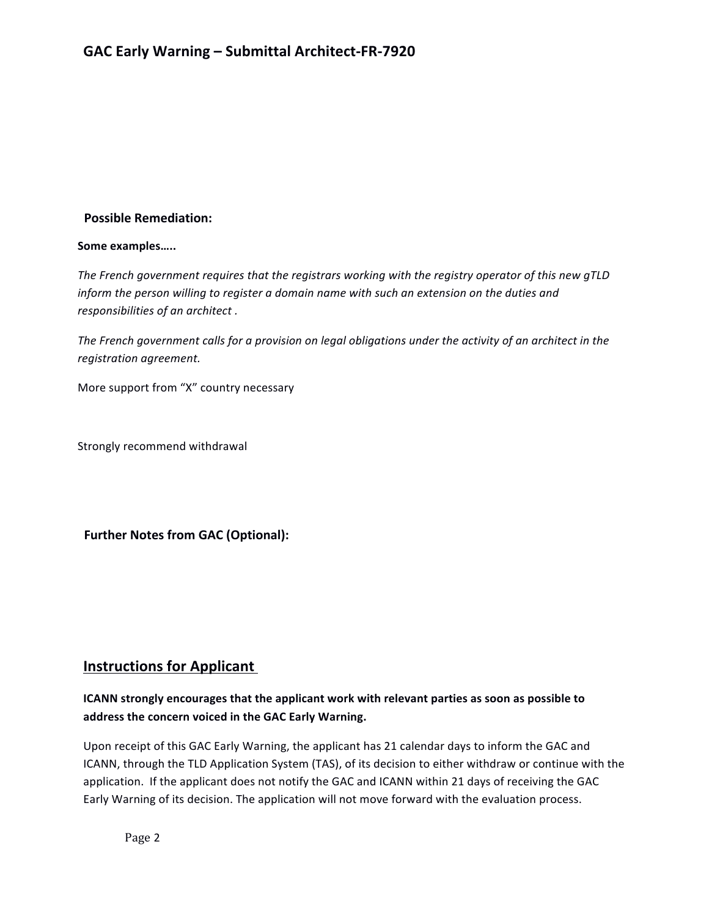**Possible Remediation:**

**Some examples…..**

*The French government requires that the registrars working with the registry operator of this new gTLD inform the person willing to register a domain name with such an extension on the duties and responsibilities of an architect .*

*The French government calls for a provision on legal obligations under the activity of an architect in the registration agreement.*

More support from "X" country necessary

Strongly recommend withdrawal

**Further Notes from GAC (Optional):**

## Instructions for Applicant

**ICANN strongly encourages that the applicant work with relevant parties as soon as possible to address the concern voiced in the GAC Early Warning.**

Upon receipt of this GAC Early Warning, the applicant has 21 calendar days to inform the GAC and ICANN, through the TLD Application System (TAS), of its decision to either withdraw or continue with the application. If the applicant does not notify the GAC and ICANN within 21 days of receiving the GAC Early Warning of its decision. The application will not move forward with the evaluation process.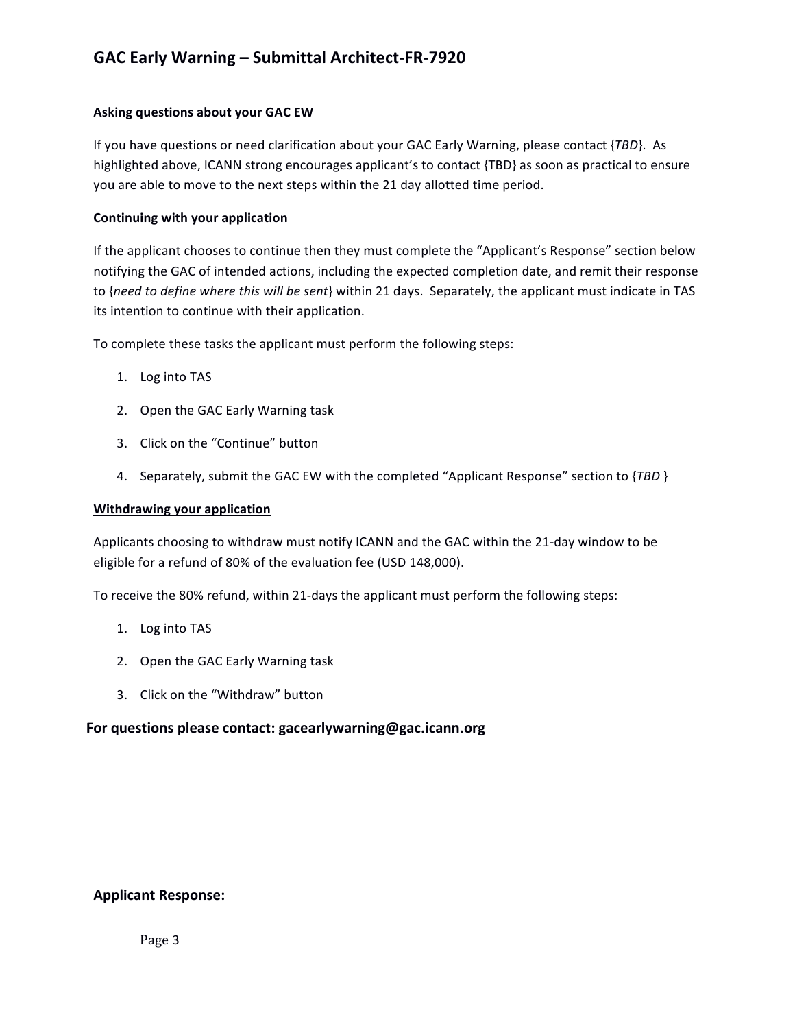**Asking questions about your GAC EW**

If you have questions or need clarification about your GAC Early Warning, please contact {*TBD*}. As highlighted above, ICANN strong encourages applicant's to contact {TBD} as soon as practical to ensure you are able to move to the next steps within the 21 day allotted time period.

**Continuing with your application**

If the applicant chooses to continue then they must complete the "Applicant's Response" section below notifying the GAC of intended actions, including the expected completion date, and remit their response to {*need to define where this will be sent*} within 21 days. Separately, the applicant must indicate in TAS its intention to continue with their application.

To complete these tasks the applicant must perform the following steps:

1. Log into TAS
2. Open the GAC Early Warning task
3. Click on the "Continue" button
4. Separately, submit the GAC EW with the completed "Applicant Response" section to {*TBD* }

**Withdrawing your application**

Applicants choosing to withdraw must notify ICANN and the GAC within the 21-day window to be eligible for a refund of 80% of the evaluation fee (USD 148,000).

To receive the 80% refund, within 21-days the applicant must perform the following steps:

1. Log into TAS
2. Open the GAC Early Warning task
3. Click on the "Withdraw" button

**For questions please contact: gacearlywarning@gac.icann.org**

**Applicant Response:**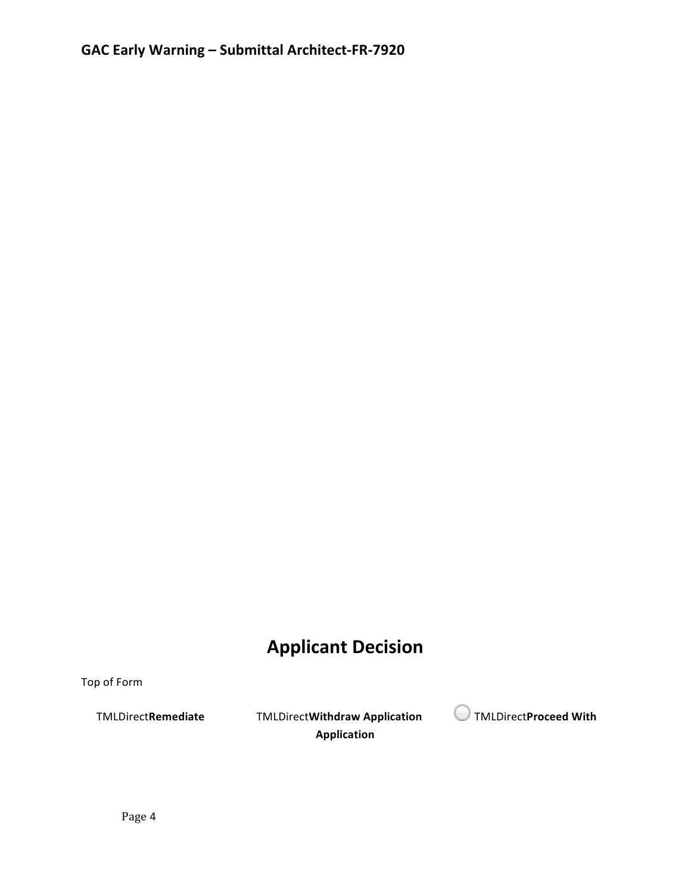## Applicant Decision

Top of Form

TMLDirect**Remediate** TMLDirect**Withdraw Application** TMLDirect**Proceed With Application**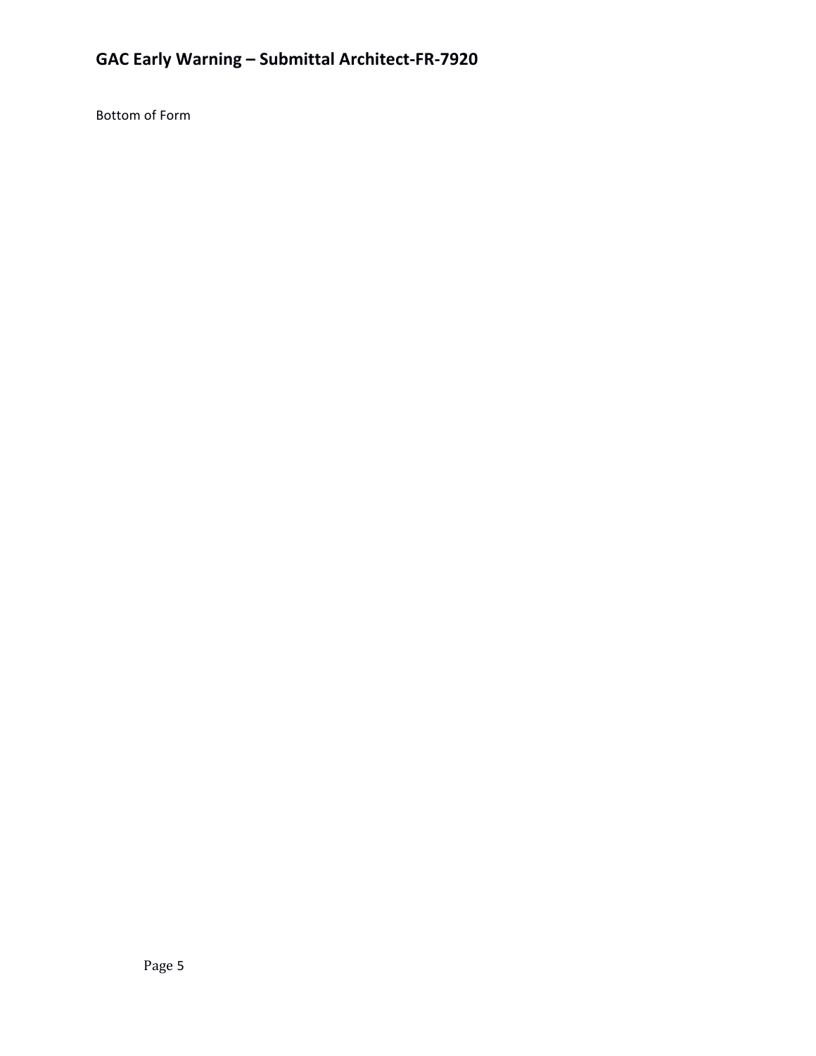Bottom of Form